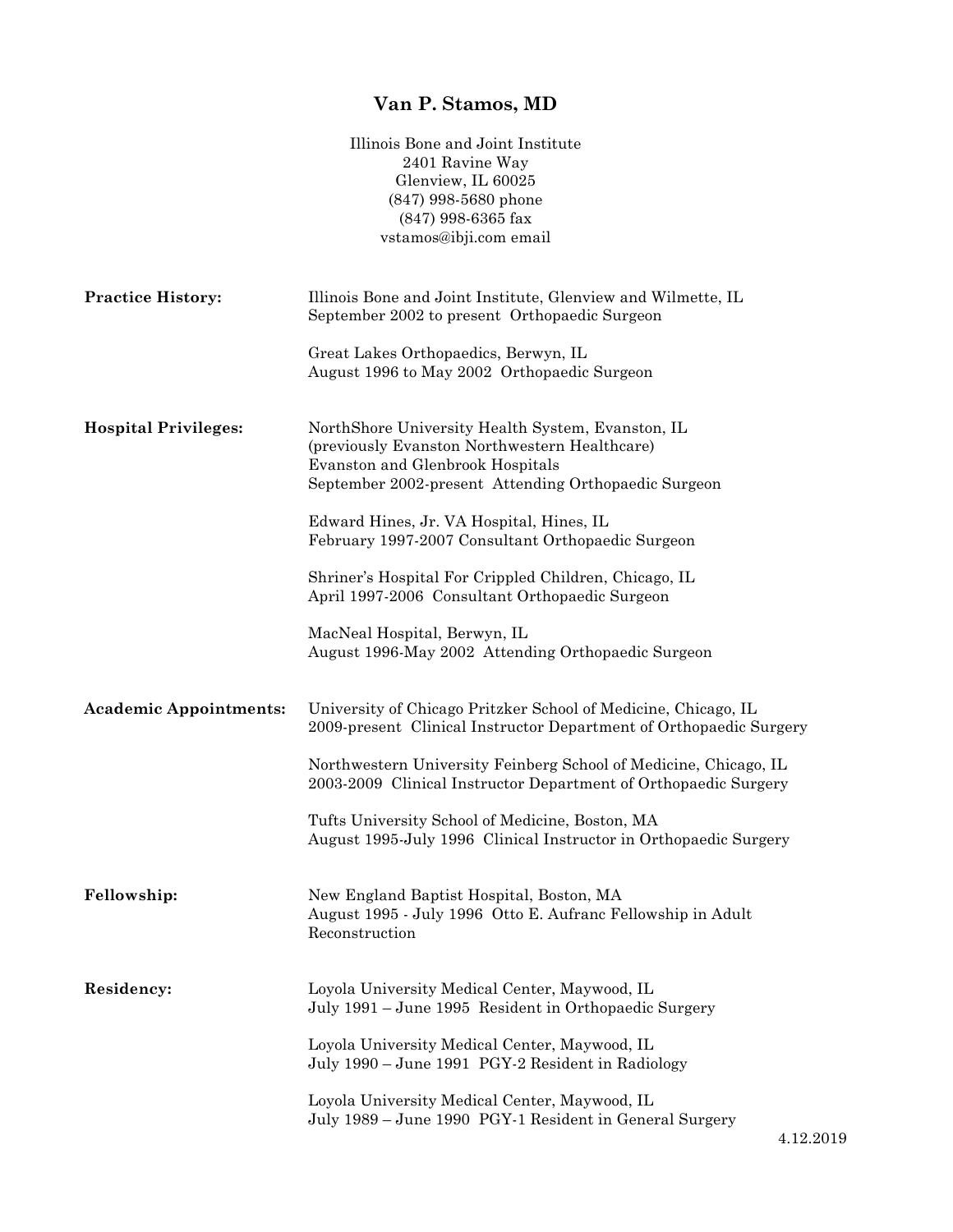# Van P. Stamos, MD

Illinois Bone and Joint Institute
2401 Ravine Way
Glenview, IL 60025
(847) 998-5680 phone
(847) 998-6365 fax
vstamos@ibji.com email

**Practice History:**

Illinois Bone and Joint Institute, Glenview and Wilmette, IL
September 2002 to present Orthopaedic Surgeon

Great Lakes Orthopaedics, Berwyn, IL
August 1996 to May 2002 Orthopaedic Surgeon

**Hospital Privileges:**

NorthShore University Health System, Evanston, IL
(previously Evanston Northwestern Healthcare)
Evanston and Glenbrook Hospitals
September 2002-present Attending Orthopaedic Surgeon

Edward Hines, Jr. VA Hospital, Hines, IL
February 1997-2007 Consultant Orthopaedic Surgeon

Shriner's Hospital For Crippled Children, Chicago, IL
April 1997-2006 Consultant Orthopaedic Surgeon

MacNeal Hospital, Berwyn, IL
August 1996-May 2002 Attending Orthopaedic Surgeon

**Academic Appointments:**

University of Chicago Pritzker School of Medicine, Chicago, IL
2009-present Clinical Instructor Department of Orthopaedic Surgery

Northwestern University Feinberg School of Medicine, Chicago, IL
2003-2009 Clinical Instructor Department of Orthopaedic Surgery

Tufts University School of Medicine, Boston, MA
August 1995-July 1996 Clinical Instructor in Orthopaedic Surgery

**Fellowship:**

New England Baptist Hospital, Boston, MA
August 1995 - July 1996 Otto E. Aufranc Fellowship in Adult Reconstruction

**Residency:**

Loyola University Medical Center, Maywood, IL
July 1991 – June 1995 Resident in Orthopaedic Surgery

Loyola University Medical Center, Maywood, IL
July 1990 – June 1991 PGY-2 Resident in Radiology

Loyola University Medical Center, Maywood, IL
July 1989 – June 1990 PGY-1 Resident in General Surgery

4.12.2019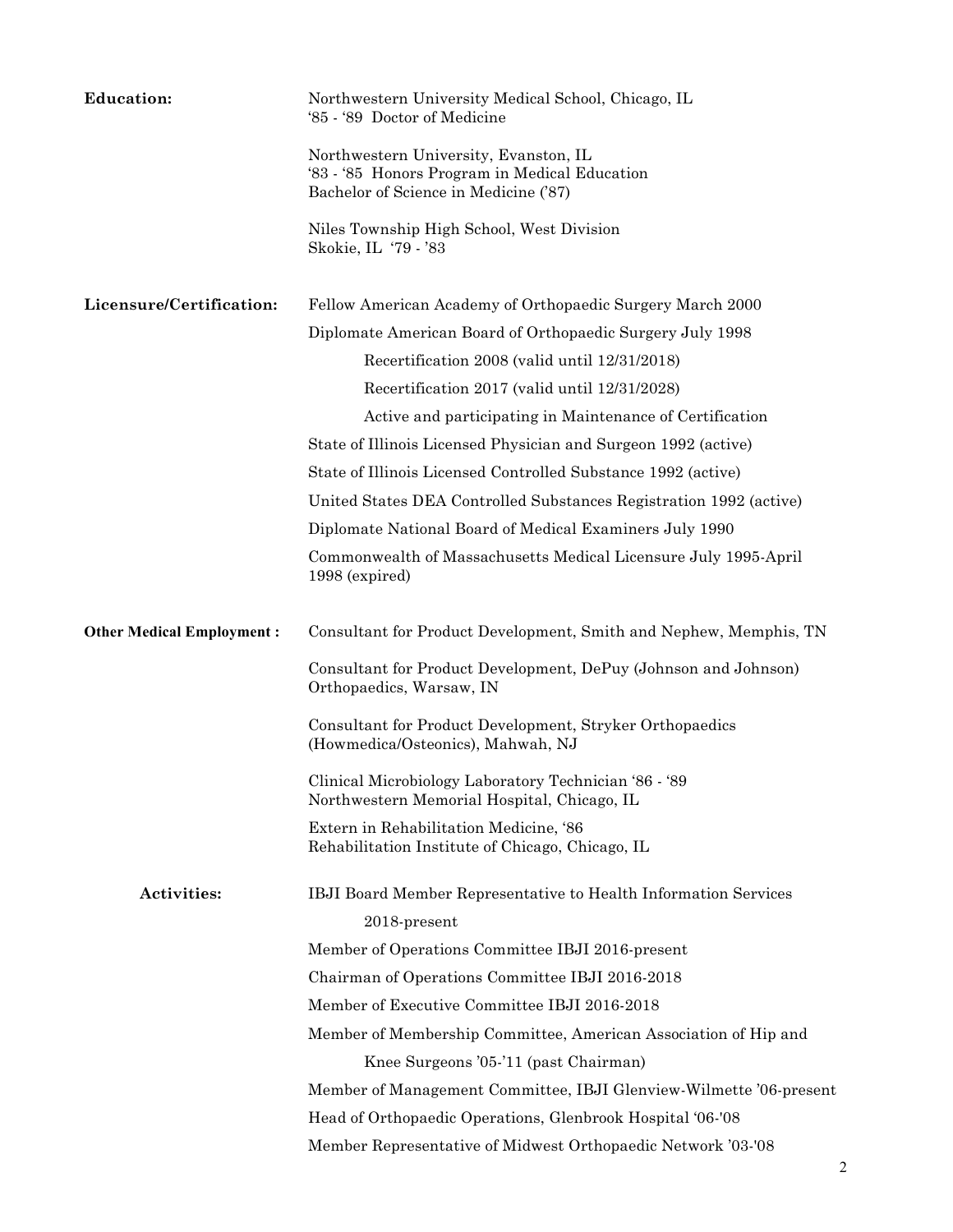**Education:**

Northwestern University Medical School, Chicago, IL
'85 - '89 Doctor of Medicine

Northwestern University, Evanston, IL
'83 - '85 Honors Program in Medical Education
Bachelor of Science in Medicine ('87)

Niles Township High School, West Division
Skokie, IL '79 - '83

**Licensure/Certification:**

Fellow American Academy of Orthopaedic Surgery March 2000

Diplomate American Board of Orthopaedic Surgery July 1998

- Recertification 2008 (valid until 12/31/2018)
- Recertification 2017 (valid until 12/31/2028)
- Active and participating in Maintenance of Certification

State of Illinois Licensed Physician and Surgeon 1992 (active)

State of Illinois Licensed Controlled Substance 1992 (active)

United States DEA Controlled Substances Registration 1992 (active)

Diplomate National Board of Medical Examiners July 1990

Commonwealth of Massachusetts Medical Licensure July 1995-April 1998 (expired)

**Other Medical Employment :**

Consultant for Product Development, Smith and Nephew, Memphis, TN

Consultant for Product Development, DePuy (Johnson and Johnson) Orthopaedics, Warsaw, IN

Consultant for Product Development, Stryker Orthopaedics (Howmedica/Osteonics), Mahwah, NJ

Clinical Microbiology Laboratory Technician '86 - '89
Northwestern Memorial Hospital, Chicago, IL

Extern in Rehabilitation Medicine, '86
Rehabilitation Institute of Chicago, Chicago, IL

**Activities:**

IBJI Board Member Representative to Health Information Services 2018-present

Member of Operations Committee IBJI 2016-present

Chairman of Operations Committee IBJI 2016-2018

Member of Executive Committee IBJI 2016-2018

Member of Membership Committee, American Association of Hip and Knee Surgeons '05-'11 (past Chairman)

Member of Management Committee, IBJI Glenview-Wilmette '06-present

Head of Orthopaedic Operations, Glenbrook Hospital '06-'08

Member Representative of Midwest Orthopaedic Network '03-'08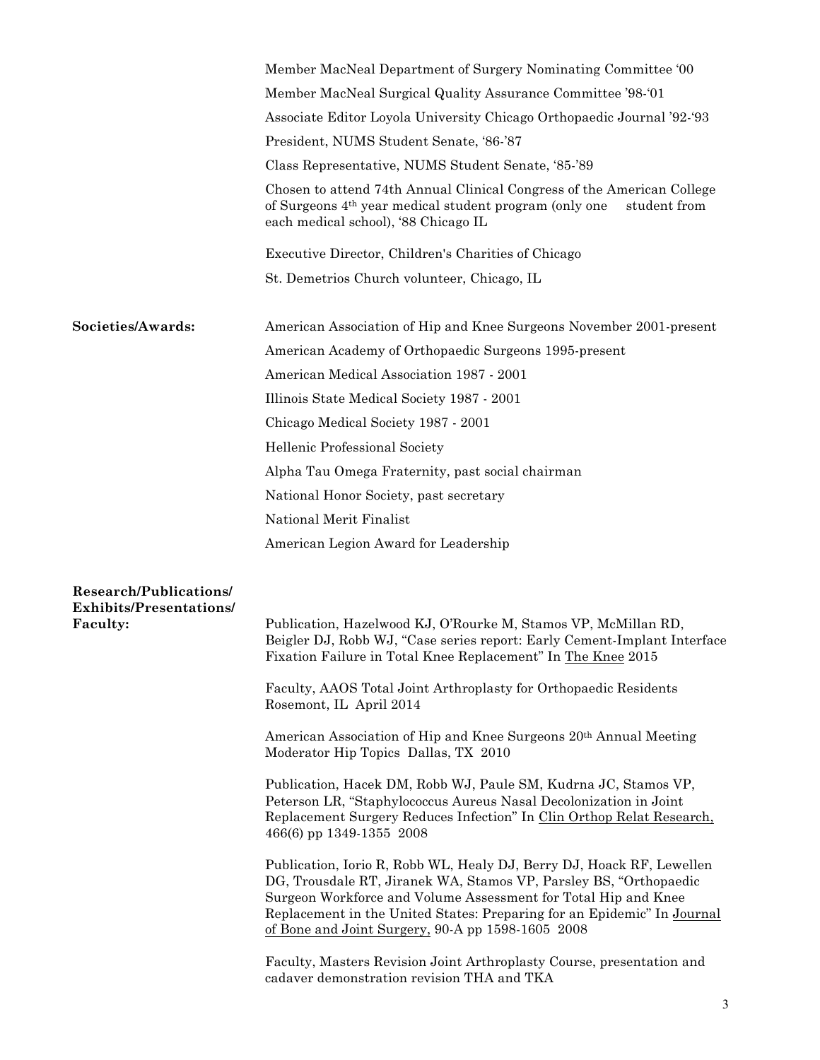Member MacNeal Department of Surgery Nominating Committee '00

Member MacNeal Surgical Quality Assurance Committee '98-'01

Associate Editor Loyola University Chicago Orthopaedic Journal '92-'93

President, NUMS Student Senate, '86-'87

Class Representative, NUMS Student Senate, '85-'89

Chosen to attend 74th Annual Clinical Congress of the American College of Surgeons 4th year medical student program (only one student from each medical school), '88 Chicago IL

Executive Director, Children's Charities of Chicago

St. Demetrios Church volunteer, Chicago, IL

**Societies/Awards:**

American Association of Hip and Knee Surgeons November 2001-present

American Academy of Orthopaedic Surgeons 1995-present

American Medical Association 1987 - 2001

Illinois State Medical Society 1987 - 2001

Chicago Medical Society 1987 - 2001

Hellenic Professional Society

Alpha Tau Omega Fraternity, past social chairman

National Honor Society, past secretary

National Merit Finalist

American Legion Award for Leadership

**Research/Publications/ Exhibits/Presentations/ Faculty:**

Publication, Hazelwood KJ, O'Rourke M, Stamos VP, McMillan RD, Beigler DJ, Robb WJ, "Case series report: Early Cement-Implant Interface Fixation Failure in Total Knee Replacement" In The Knee 2015

Faculty, AAOS Total Joint Arthroplasty for Orthopaedic Residents Rosemont, IL April 2014

American Association of Hip and Knee Surgeons 20th Annual Meeting Moderator Hip Topics Dallas, TX 2010

Publication, Hacek DM, Robb WJ, Paule SM, Kudrna JC, Stamos VP, Peterson LR, "Staphylococcus Aureus Nasal Decolonization in Joint Replacement Surgery Reduces Infection" In Clin Orthop Relat Research, 466(6) pp 1349-1355 2008

Publication, Iorio R, Robb WL, Healy DJ, Berry DJ, Hoack RF, Lewellen DG, Trousdale RT, Jiranek WA, Stamos VP, Parsley BS, "Orthopaedic Surgeon Workforce and Volume Assessment for Total Hip and Knee Replacement in the United States: Preparing for an Epidemic" In Journal of Bone and Joint Surgery, 90-A pp 1598-1605 2008

Faculty, Masters Revision Joint Arthroplasty Course, presentation and cadaver demonstration revision THA and TKA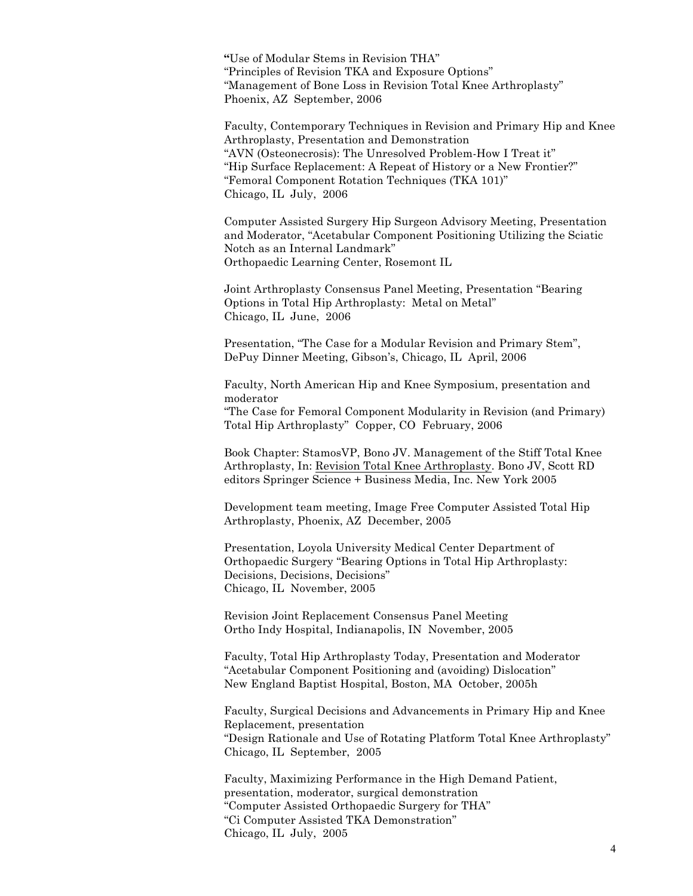"Use of Modular Stems in Revision THA"
"Principles of Revision TKA and Exposure Options"
"Management of Bone Loss in Revision Total Knee Arthroplasty"
Phoenix, AZ September, 2006

Faculty, Contemporary Techniques in Revision and Primary Hip and Knee Arthroplasty, Presentation and Demonstration
"AVN (Osteonecrosis): The Unresolved Problem-How I Treat it"
"Hip Surface Replacement: A Repeat of History or a New Frontier?"
"Femoral Component Rotation Techniques (TKA 101)"
Chicago, IL July, 2006

Computer Assisted Surgery Hip Surgeon Advisory Meeting, Presentation and Moderator, "Acetabular Component Positioning Utilizing the Sciatic Notch as an Internal Landmark"
Orthopaedic Learning Center, Rosemont IL

Joint Arthroplasty Consensus Panel Meeting, Presentation "Bearing Options in Total Hip Arthroplasty: Metal on Metal"
Chicago, IL June, 2006

Presentation, "The Case for a Modular Revision and Primary Stem", DePuy Dinner Meeting, Gibson's, Chicago, IL April, 2006

Faculty, North American Hip and Knee Symposium, presentation and moderator
"The Case for Femoral Component Modularity in Revision (and Primary) Total Hip Arthroplasty" Copper, CO February, 2006

Book Chapter: StamosVP, Bono JV. Management of the Stiff Total Knee Arthroplasty, In: Revision Total Knee Arthroplasty. Bono JV, Scott RD editors Springer Science + Business Media, Inc. New York 2005

Development team meeting, Image Free Computer Assisted Total Hip Arthroplasty, Phoenix, AZ December, 2005

Presentation, Loyola University Medical Center Department of Orthopaedic Surgery "Bearing Options in Total Hip Arthroplasty: Decisions, Decisions, Decisions"
Chicago, IL November, 2005

Revision Joint Replacement Consensus Panel Meeting
Ortho Indy Hospital, Indianapolis, IN November, 2005

Faculty, Total Hip Arthroplasty Today, Presentation and Moderator
"Acetabular Component Positioning and (avoiding) Dislocation"
New England Baptist Hospital, Boston, MA October, 2005h

Faculty, Surgical Decisions and Advancements in Primary Hip and Knee Replacement, presentation
"Design Rationale and Use of Rotating Platform Total Knee Arthroplasty"
Chicago, IL September, 2005

Faculty, Maximizing Performance in the High Demand Patient, presentation, moderator, surgical demonstration
"Computer Assisted Orthopaedic Surgery for THA"
"Ci Computer Assisted TKA Demonstration"
Chicago, IL July, 2005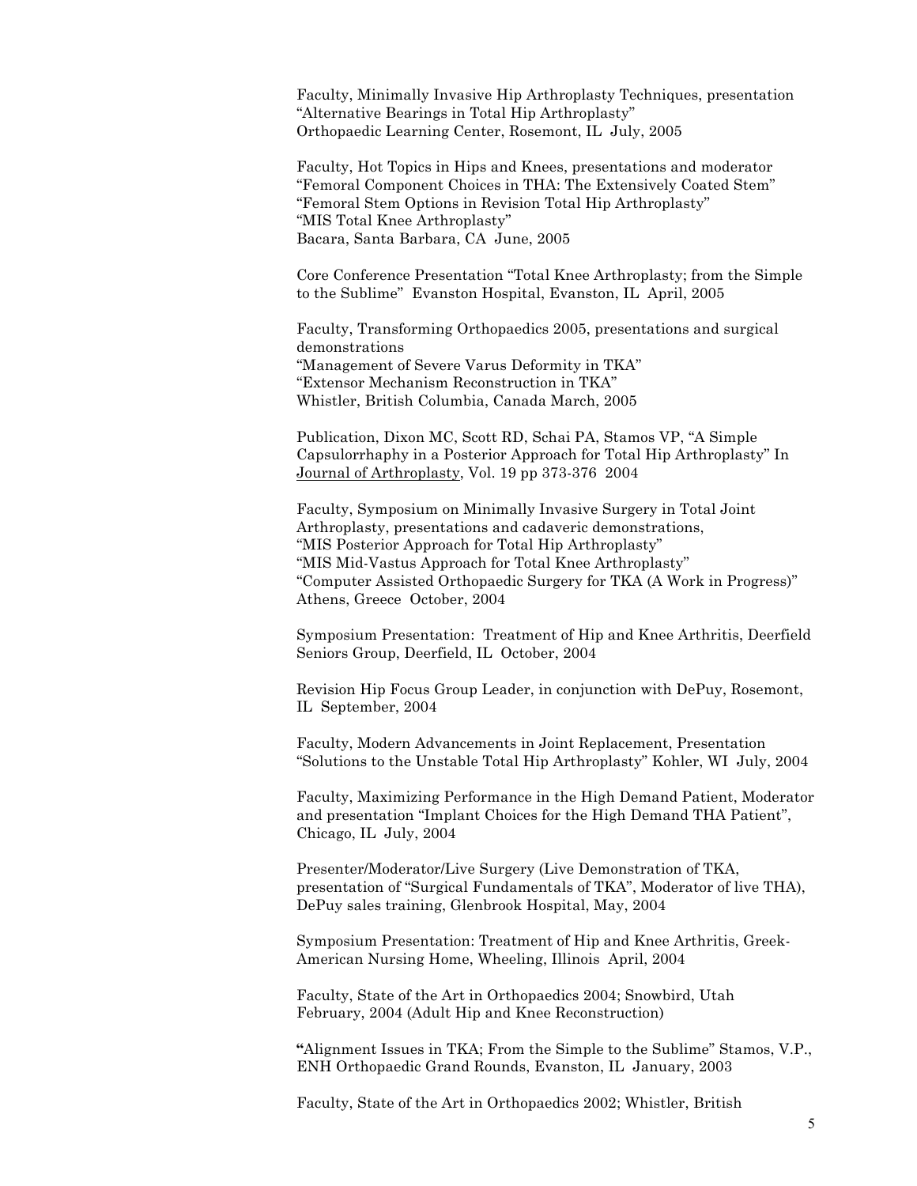Faculty, Minimally Invasive Hip Arthroplasty Techniques, presentation "Alternative Bearings in Total Hip Arthroplasty"
Orthopaedic Learning Center, Rosemont, IL July, 2005

Faculty, Hot Topics in Hips and Knees, presentations and moderator
"Femoral Component Choices in THA: The Extensively Coated Stem"
"Femoral Stem Options in Revision Total Hip Arthroplasty"
"MIS Total Knee Arthroplasty"
Bacara, Santa Barbara, CA June, 2005

Core Conference Presentation "Total Knee Arthroplasty; from the Simple to the Sublime" Evanston Hospital, Evanston, IL April, 2005

Faculty, Transforming Orthopaedics 2005, presentations and surgical demonstrations
"Management of Severe Varus Deformity in TKA"
"Extensor Mechanism Reconstruction in TKA"
Whistler, British Columbia, Canada March, 2005

Publication, Dixon MC, Scott RD, Schai PA, Stamos VP, "A Simple Capsulorrhaphy in a Posterior Approach for Total Hip Arthroplasty" In Journal of Arthroplasty, Vol. 19 pp 373-376 2004

Faculty, Symposium on Minimally Invasive Surgery in Total Joint Arthroplasty, presentations and cadaveric demonstrations,
"MIS Posterior Approach for Total Hip Arthroplasty"
"MIS Mid-Vastus Approach for Total Knee Arthroplasty"
"Computer Assisted Orthopaedic Surgery for TKA (A Work in Progress)"
Athens, Greece October, 2004

Symposium Presentation: Treatment of Hip and Knee Arthritis, Deerfield Seniors Group, Deerfield, IL October, 2004

Revision Hip Focus Group Leader, in conjunction with DePuy, Rosemont, IL September, 2004

Faculty, Modern Advancements in Joint Replacement, Presentation "Solutions to the Unstable Total Hip Arthroplasty" Kohler, WI July, 2004

Faculty, Maximizing Performance in the High Demand Patient, Moderator and presentation "Implant Choices for the High Demand THA Patient", Chicago, IL July, 2004

Presenter/Moderator/Live Surgery (Live Demonstration of TKA, presentation of "Surgical Fundamentals of TKA", Moderator of live THA), DePuy sales training, Glenbrook Hospital, May, 2004

Symposium Presentation: Treatment of Hip and Knee Arthritis, Greek-American Nursing Home, Wheeling, Illinois April, 2004

Faculty, State of the Art in Orthopaedics 2004; Snowbird, Utah February, 2004 (Adult Hip and Knee Reconstruction)

"Alignment Issues in TKA; From the Simple to the Sublime" Stamos, V.P., ENH Orthopaedic Grand Rounds, Evanston, IL January, 2003

Faculty, State of the Art in Orthopaedics 2002; Whistler, British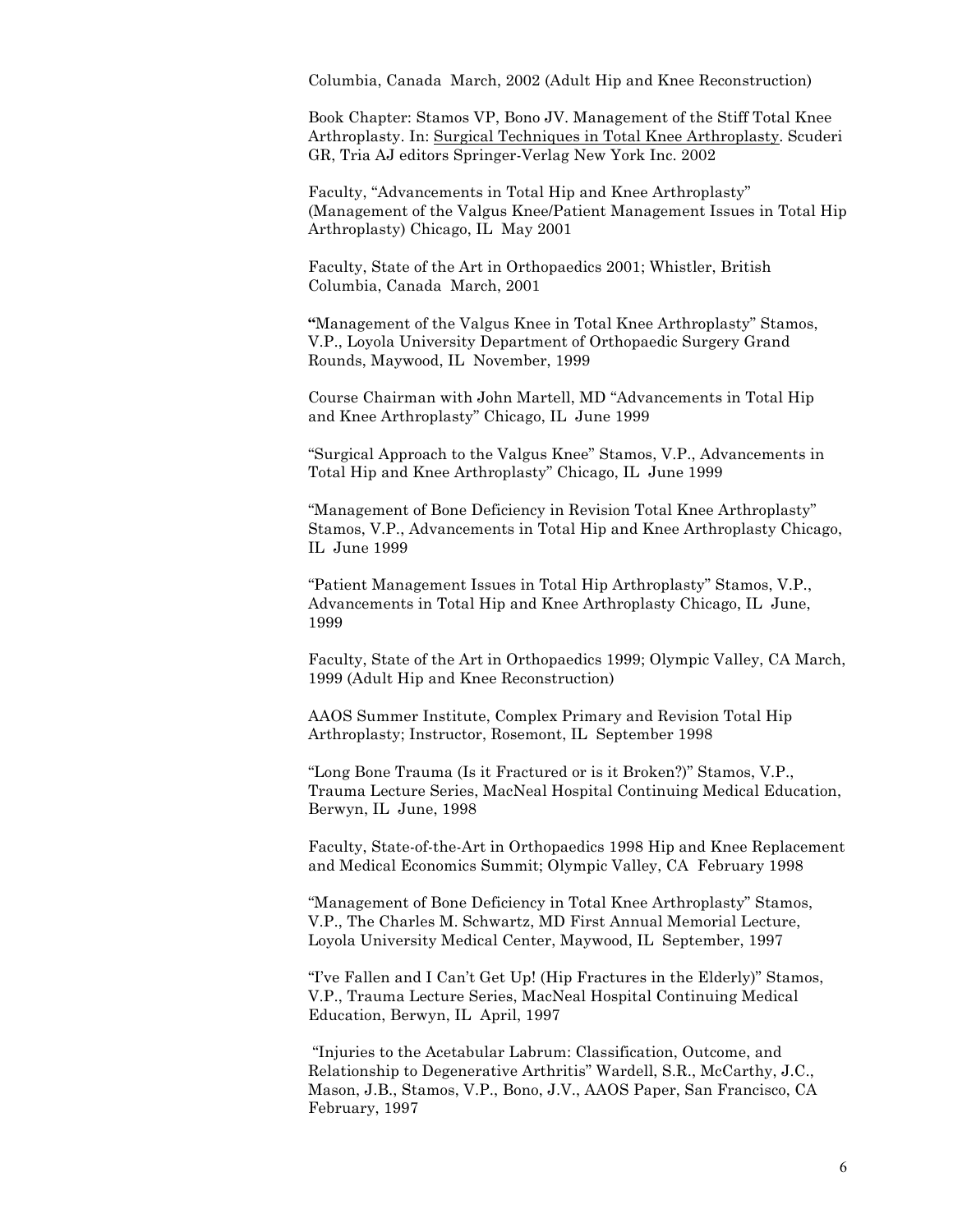Columbia, Canada March, 2002 (Adult Hip and Knee Reconstruction)

Book Chapter: Stamos VP, Bono JV. Management of the Stiff Total Knee Arthroplasty. In: Surgical Techniques in Total Knee Arthroplasty. Scuderi GR, Tria AJ editors Springer-Verlag New York Inc. 2002

Faculty, "Advancements in Total Hip and Knee Arthroplasty" (Management of the Valgus Knee/Patient Management Issues in Total Hip Arthroplasty) Chicago, IL May 2001

Faculty, State of the Art in Orthopaedics 2001; Whistler, British Columbia, Canada March, 2001

"Management of the Valgus Knee in Total Knee Arthroplasty" Stamos, V.P., Loyola University Department of Orthopaedic Surgery Grand Rounds, Maywood, IL November, 1999

Course Chairman with John Martell, MD "Advancements in Total Hip and Knee Arthroplasty" Chicago, IL June 1999

"Surgical Approach to the Valgus Knee" Stamos, V.P., Advancements in Total Hip and Knee Arthroplasty" Chicago, IL June 1999

"Management of Bone Deficiency in Revision Total Knee Arthroplasty" Stamos, V.P., Advancements in Total Hip and Knee Arthroplasty Chicago, IL June 1999

"Patient Management Issues in Total Hip Arthroplasty" Stamos, V.P., Advancements in Total Hip and Knee Arthroplasty Chicago, IL June, 1999

Faculty, State of the Art in Orthopaedics 1999; Olympic Valley, CA March, 1999 (Adult Hip and Knee Reconstruction)

AAOS Summer Institute, Complex Primary and Revision Total Hip Arthroplasty; Instructor, Rosemont, IL September 1998

"Long Bone Trauma (Is it Fractured or is it Broken?)" Stamos, V.P., Trauma Lecture Series, MacNeal Hospital Continuing Medical Education, Berwyn, IL June, 1998

Faculty, State-of-the-Art in Orthopaedics 1998 Hip and Knee Replacement and Medical Economics Summit; Olympic Valley, CA February 1998

"Management of Bone Deficiency in Total Knee Arthroplasty" Stamos, V.P., The Charles M. Schwartz, MD First Annual Memorial Lecture, Loyola University Medical Center, Maywood, IL September, 1997

"I've Fallen and I Can't Get Up! (Hip Fractures in the Elderly)" Stamos, V.P., Trauma Lecture Series, MacNeal Hospital Continuing Medical Education, Berwyn, IL April, 1997

"Injuries to the Acetabular Labrum: Classification, Outcome, and Relationship to Degenerative Arthritis" Wardell, S.R., McCarthy, J.C., Mason, J.B., Stamos, V.P., Bono, J.V., AAOS Paper, San Francisco, CA February, 1997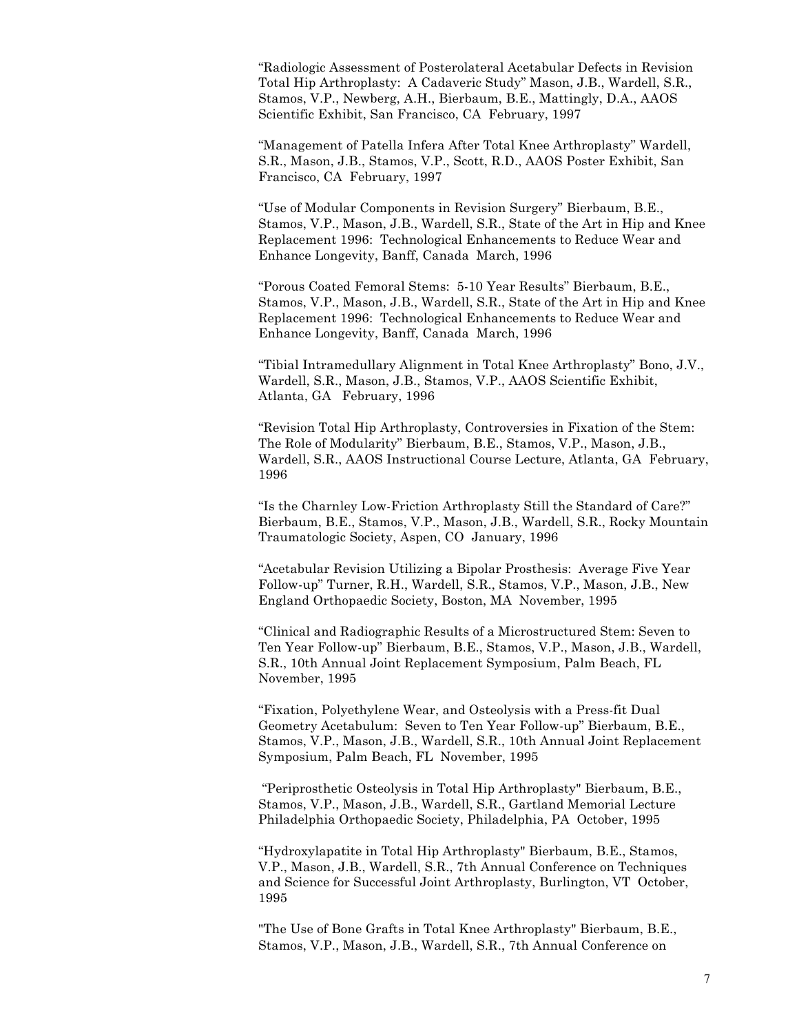"Radiologic Assessment of Posterolateral Acetabular Defects in Revision Total Hip Arthroplasty: A Cadaveric Study" Mason, J.B., Wardell, S.R., Stamos, V.P., Newberg, A.H., Bierbaum, B.E., Mattingly, D.A., AAOS Scientific Exhibit, San Francisco, CA February, 1997

"Management of Patella Infera After Total Knee Arthroplasty" Wardell, S.R., Mason, J.B., Stamos, V.P., Scott, R.D., AAOS Poster Exhibit, San Francisco, CA February, 1997

"Use of Modular Components in Revision Surgery" Bierbaum, B.E., Stamos, V.P., Mason, J.B., Wardell, S.R., State of the Art in Hip and Knee Replacement 1996: Technological Enhancements to Reduce Wear and Enhance Longevity, Banff, Canada March, 1996

"Porous Coated Femoral Stems: 5-10 Year Results" Bierbaum, B.E., Stamos, V.P., Mason, J.B., Wardell, S.R., State of the Art in Hip and Knee Replacement 1996: Technological Enhancements to Reduce Wear and Enhance Longevity, Banff, Canada March, 1996

"Tibial Intramedullary Alignment in Total Knee Arthroplasty" Bono, J.V., Wardell, S.R., Mason, J.B., Stamos, V.P., AAOS Scientific Exhibit, Atlanta, GA February, 1996

"Revision Total Hip Arthroplasty, Controversies in Fixation of the Stem: The Role of Modularity" Bierbaum, B.E., Stamos, V.P., Mason, J.B., Wardell, S.R., AAOS Instructional Course Lecture, Atlanta, GA February, 1996

"Is the Charnley Low-Friction Arthroplasty Still the Standard of Care?" Bierbaum, B.E., Stamos, V.P., Mason, J.B., Wardell, S.R., Rocky Mountain Traumatologic Society, Aspen, CO January, 1996

"Acetabular Revision Utilizing a Bipolar Prosthesis: Average Five Year Follow-up" Turner, R.H., Wardell, S.R., Stamos, V.P., Mason, J.B., New England Orthopaedic Society, Boston, MA November, 1995

"Clinical and Radiographic Results of a Microstructured Stem: Seven to Ten Year Follow-up" Bierbaum, B.E., Stamos, V.P., Mason, J.B., Wardell, S.R., 10th Annual Joint Replacement Symposium, Palm Beach, FL November, 1995

"Fixation, Polyethylene Wear, and Osteolysis with a Press-fit Dual Geometry Acetabulum: Seven to Ten Year Follow-up" Bierbaum, B.E., Stamos, V.P., Mason, J.B., Wardell, S.R., 10th Annual Joint Replacement Symposium, Palm Beach, FL November, 1995

"Periprosthetic Osteolysis in Total Hip Arthroplasty" Bierbaum, B.E., Stamos, V.P., Mason, J.B., Wardell, S.R., Gartland Memorial Lecture Philadelphia Orthopaedic Society, Philadelphia, PA October, 1995

"Hydroxylapatite in Total Hip Arthroplasty" Bierbaum, B.E., Stamos, V.P., Mason, J.B., Wardell, S.R., 7th Annual Conference on Techniques and Science for Successful Joint Arthroplasty, Burlington, VT October, 1995

"The Use of Bone Grafts in Total Knee Arthroplasty" Bierbaum, B.E., Stamos, V.P., Mason, J.B., Wardell, S.R., 7th Annual Conference on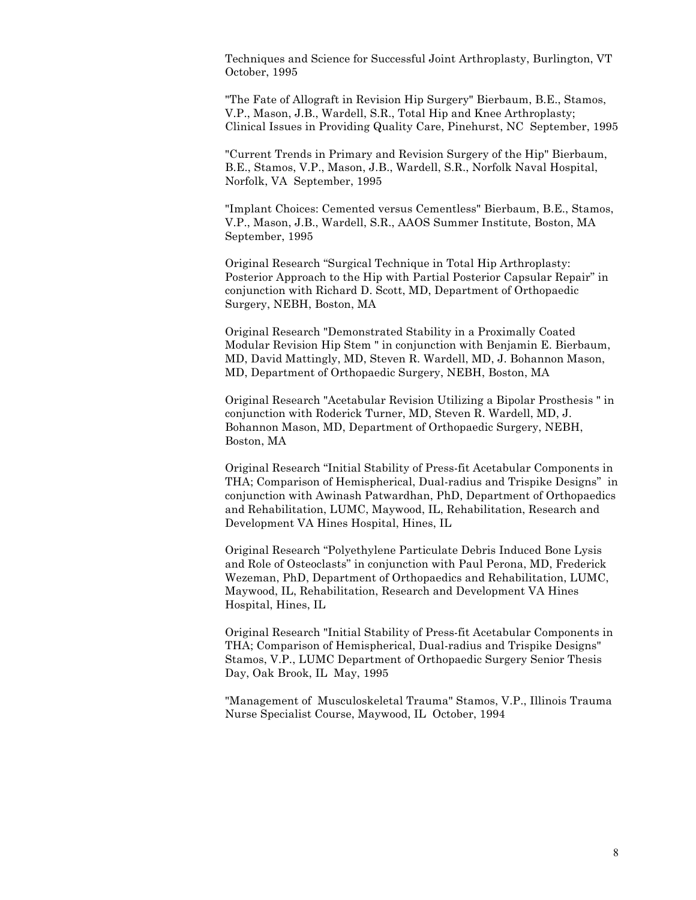Techniques and Science for Successful Joint Arthroplasty, Burlington, VT October, 1995

"The Fate of Allograft in Revision Hip Surgery" Bierbaum, B.E., Stamos, V.P., Mason, J.B., Wardell, S.R., Total Hip and Knee Arthroplasty; Clinical Issues in Providing Quality Care, Pinehurst, NC September, 1995

"Current Trends in Primary and Revision Surgery of the Hip" Bierbaum, B.E., Stamos, V.P., Mason, J.B., Wardell, S.R., Norfolk Naval Hospital, Norfolk, VA September, 1995

"Implant Choices: Cemented versus Cementless" Bierbaum, B.E., Stamos, V.P., Mason, J.B., Wardell, S.R., AAOS Summer Institute, Boston, MA September, 1995

Original Research "Surgical Technique in Total Hip Arthroplasty: Posterior Approach to the Hip with Partial Posterior Capsular Repair" in conjunction with Richard D. Scott, MD, Department of Orthopaedic Surgery, NEBH, Boston, MA

Original Research "Demonstrated Stability in a Proximally Coated Modular Revision Hip Stem " in conjunction with Benjamin E. Bierbaum, MD, David Mattingly, MD, Steven R. Wardell, MD, J. Bohannon Mason, MD, Department of Orthopaedic Surgery, NEBH, Boston, MA

Original Research "Acetabular Revision Utilizing a Bipolar Prosthesis " in conjunction with Roderick Turner, MD, Steven R. Wardell, MD, J. Bohannon Mason, MD, Department of Orthopaedic Surgery, NEBH, Boston, MA

Original Research "Initial Stability of Press-fit Acetabular Components in THA; Comparison of Hemispherical, Dual-radius and Trispike Designs" in conjunction with Awinash Patwardhan, PhD, Department of Orthopaedics and Rehabilitation, LUMC, Maywood, IL, Rehabilitation, Research and Development VA Hines Hospital, Hines, IL

Original Research "Polyethylene Particulate Debris Induced Bone Lysis and Role of Osteoclasts" in conjunction with Paul Perona, MD, Frederick Wezeman, PhD, Department of Orthopaedics and Rehabilitation, LUMC, Maywood, IL, Rehabilitation, Research and Development VA Hines Hospital, Hines, IL

Original Research "Initial Stability of Press-fit Acetabular Components in THA; Comparison of Hemispherical, Dual-radius and Trispike Designs" Stamos, V.P., LUMC Department of Orthopaedic Surgery Senior Thesis Day, Oak Brook, IL May, 1995

"Management of Musculoskeletal Trauma" Stamos, V.P., Illinois Trauma Nurse Specialist Course, Maywood, IL October, 1994